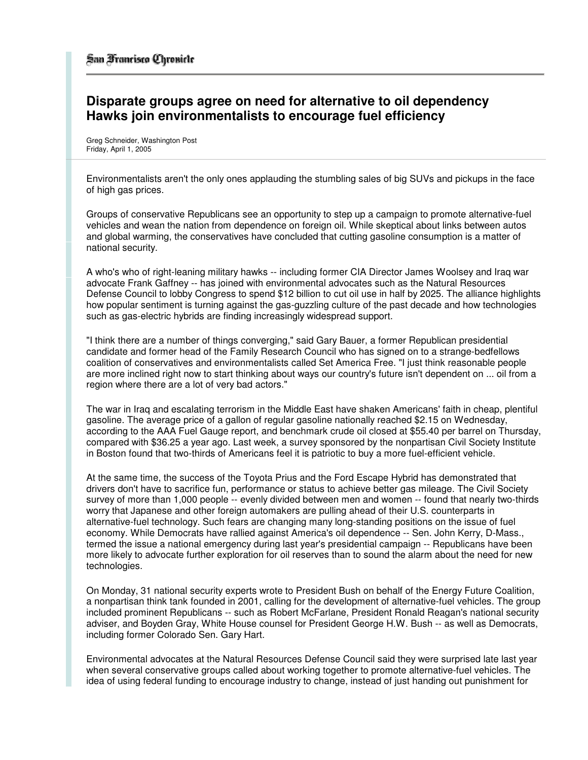San Francisco Chronicle

# Disparate groups agree on need for alternative to oil dependency
## Hawks join environmentalists to encourage fuel efficiency

Greg Schneider, Washington Post
Friday, April 1, 2005

Environmentalists aren't the only ones applauding the stumbling sales of big SUVs and pickups in the face of high gas prices.

Groups of conservative Republicans see an opportunity to step up a campaign to promote alternative-fuel vehicles and wean the nation from dependence on foreign oil. While skeptical about links between autos and global warming, the conservatives have concluded that cutting gasoline consumption is a matter of national security.

A who's who of right-leaning military hawks -- including former CIA Director James Woolsey and Iraq war advocate Frank Gaffney -- has joined with environmental advocates such as the Natural Resources Defense Council to lobby Congress to spend $12 billion to cut oil use in half by 2025. The alliance highlights how popular sentiment is turning against the gas-guzzling culture of the past decade and how technologies such as gas-electric hybrids are finding increasingly widespread support.

"I think there are a number of things converging," said Gary Bauer, a former Republican presidential candidate and former head of the Family Research Council who has signed on to a strange-bedfellows coalition of conservatives and environmentalists called Set America Free. "I just think reasonable people are more inclined right now to start thinking about ways our country's future isn't dependent on ... oil from a region where there are a lot of very bad actors."

The war in Iraq and escalating terrorism in the Middle East have shaken Americans' faith in cheap, plentiful gasoline. The average price of a gallon of regular gasoline nationally reached $2.15 on Wednesday, according to the AAA Fuel Gauge report, and benchmark crude oil closed at $55.40 per barrel on Thursday, compared with $36.25 a year ago. Last week, a survey sponsored by the nonpartisan Civil Society Institute in Boston found that two-thirds of Americans feel it is patriotic to buy a more fuel-efficient vehicle.

At the same time, the success of the Toyota Prius and the Ford Escape Hybrid has demonstrated that drivers don't have to sacrifice fun, performance or status to achieve better gas mileage. The Civil Society survey of more than 1,000 people -- evenly divided between men and women -- found that nearly two-thirds worry that Japanese and other foreign automakers are pulling ahead of their U.S. counterparts in alternative-fuel technology. Such fears are changing many long-standing positions on the issue of fuel economy. While Democrats have rallied against America's oil dependence -- Sen. John Kerry, D-Mass., termed the issue a national emergency during last year's presidential campaign -- Republicans have been more likely to advocate further exploration for oil reserves than to sound the alarm about the need for new technologies.

On Monday, 31 national security experts wrote to President Bush on behalf of the Energy Future Coalition, a nonpartisan think tank founded in 2001, calling for the development of alternative-fuel vehicles. The group included prominent Republicans -- such as Robert McFarlane, President Ronald Reagan's national security adviser, and Boyden Gray, White House counsel for President George H.W. Bush -- as well as Democrats, including former Colorado Sen. Gary Hart.

Environmental advocates at the Natural Resources Defense Council said they were surprised late last year when several conservative groups called about working together to promote alternative-fuel vehicles. The idea of using federal funding to encourage industry to change, instead of just handing out punishment for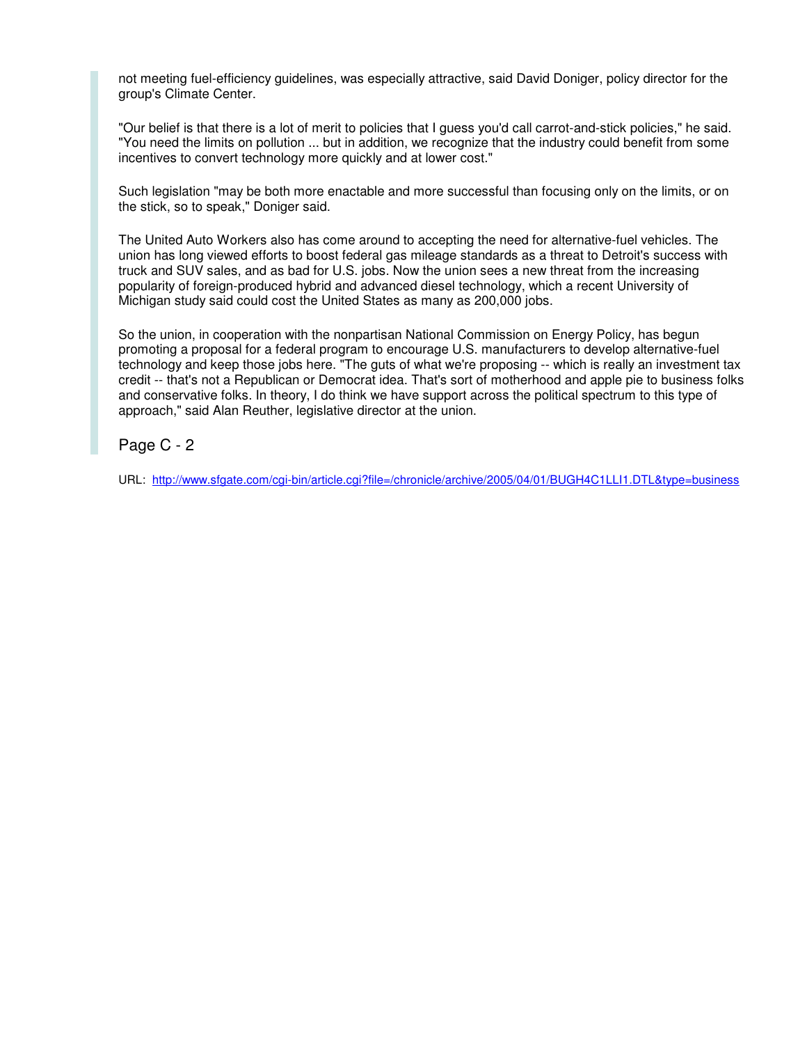not meeting fuel-efficiency guidelines, was especially attractive, said David Doniger, policy director for the group's Climate Center.

"Our belief is that there is a lot of merit to policies that I guess you'd call carrot-and-stick policies," he said. "You need the limits on pollution ... but in addition, we recognize that the industry could benefit from some incentives to convert technology more quickly and at lower cost."

Such legislation "may be both more enactable and more successful than focusing only on the limits, or on the stick, so to speak," Doniger said.

The United Auto Workers also has come around to accepting the need for alternative-fuel vehicles. The union has long viewed efforts to boost federal gas mileage standards as a threat to Detroit's success with truck and SUV sales, and as bad for U.S. jobs. Now the union sees a new threat from the increasing popularity of foreign-produced hybrid and advanced diesel technology, which a recent University of Michigan study said could cost the United States as many as 200,000 jobs.

So the union, in cooperation with the nonpartisan National Commission on Energy Policy, has begun promoting a proposal for a federal program to encourage U.S. manufacturers to develop alternative-fuel technology and keep those jobs here. "The guts of what we're proposing -- which is really an investment tax credit -- that's not a Republican or Democrat idea. That's sort of motherhood and apple pie to business folks and conservative folks. In theory, I do think we have support across the political spectrum to this type of approach," said Alan Reuther, legislative director at the union.

Page C - 2

URL: http://www.sfgate.com/cgi-bin/article.cgi?file=/chronicle/archive/2005/04/01/BUGH4C1LLI1.DTL&type=business